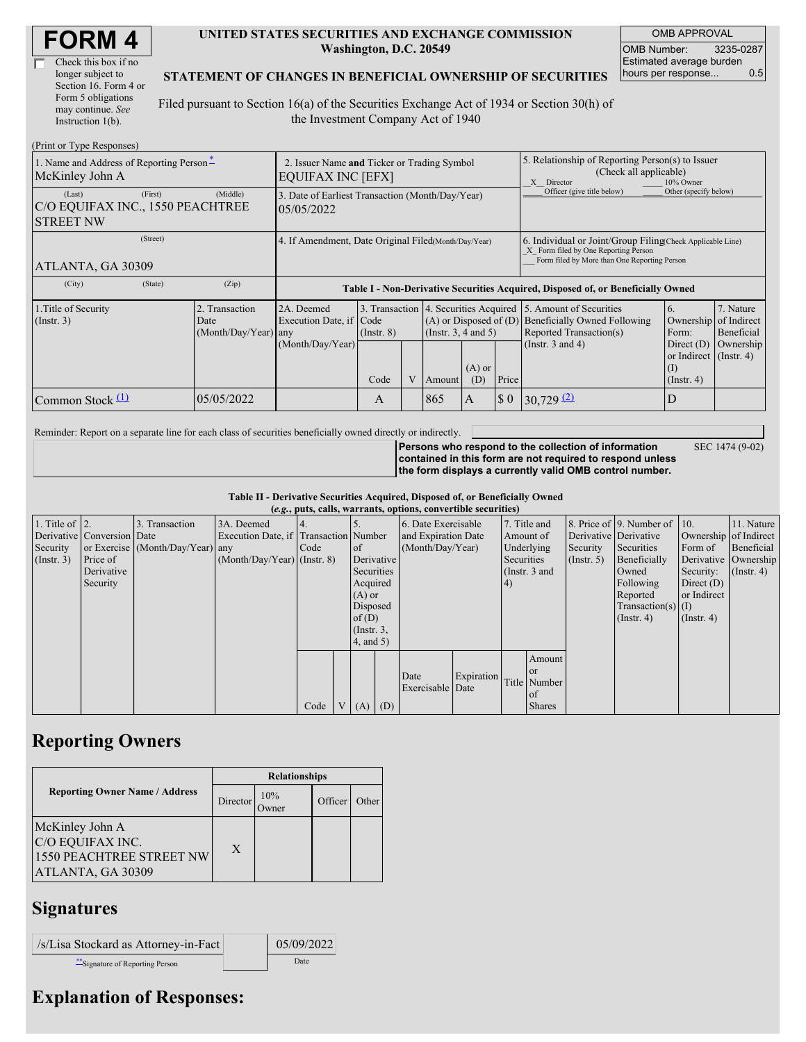# FORM 4

☐ Check this box if no longer subject to Section 16. Form 4 or Form 5 obligations may continue. *See* Instruction 1(b).

**UNITED STATES SECURITIES AND EXCHANGE COMMISSION**
**Washington, D.C. 20549**

**STATEMENT OF CHANGES IN BENEFICIAL OWNERSHIP OF SECURITIES**

Filed pursuant to Section 16(a) of the Securities Exchange Act of 1934 or Section 30(h) of the Investment Company Act of 1940

| OMB APPROVAL | |
|---|---|
| OMB Number: | 3235-0287 |
| Estimated average burden hours per response... | 0.5 |

(Print or Type Responses)

| 1. Name and Address of Reporting Person* | 2. Issuer Name **and** Ticker or Trading Symbol | 5. Relationship of Reporting Person(s) to Issuer (Check all applicable) |
|---|---|---|
| McKinley John A | EQUIFAX INC [EFX] | _X_ Director ___ 10% Owner ___ Officer (give title below) ___ Other (specify below) |
| (Last) (First) (Middle) C/O EQUIFAX INC., 1550 PEACHTREE STREET NW | 3. Date of Earliest Transaction (Month/Day/Year) 05/05/2022 | |
| (Street) ATLANTA, GA 30309 | 4. If Amendment, Date Original Filed (Month/Day/Year) | 6. Individual or Joint/Group Filing (Check Applicable Line) _X_ Form filed by One Reporting Person ___ Form filed by More than One Reporting Person |
| (City) (State) (Zip) | | |

**Table I - Non-Derivative Securities Acquired, Disposed of, or Beneficially Owned**

| 1.Title of Security (Instr. 3) | 2. Transaction Date (Month/Day/Year) | 2A. Deemed Execution Date, if any (Month/Day/Year) | 3. Transaction Code (Instr. 8) | | 4. Securities Acquired (A) or Disposed of (D) (Instr. 3, 4 and 5) | | | 5. Amount of Securities Beneficially Owned Following Reported Transaction(s) (Instr. 3 and 4) | 6. Ownership Form: Direct (D) or Indirect (I) (Instr. 4) | 7. Nature of Indirect Beneficial Ownership (Instr. 4) |
|---|---|---|---|---|---|---|---|---|---|---|
| | | | Code | V | Amount | (A) or (D) | Price | | | |
| Common Stock (1) | 05/05/2022 | | A | | 865 | A | $ 0 | 30,729 (2) | D | |

Reminder: Report on a separate line for each class of securities beneficially owned directly or indirectly.

**Persons who respond to the collection of information contained in this form are not required to respond unless the form displays a currently valid OMB control number.** SEC 1474 (9-02)

**Table II - Derivative Securities Acquired, Disposed of, or Beneficially Owned**
***(e.g., puts, calls, warrants, options, convertible securities)***

| 1. Title of Derivative Security (Instr. 3) | 2. Conversion or Exercise Price of Derivative Security | 3. Transaction Date (Month/Day/Year) | 3A. Deemed Execution Date, if any (Month/Day/Year) | 4. Transaction Code (Instr. 8) | | 5. Number of Derivative Securities Acquired (A) or Disposed of (D) (Instr. 3, 4, and 5) | | 6. Date Exercisable and Expiration Date (Month/Day/Year) | | 7. Title and Amount of Underlying Securities (Instr. 3 and 4) | | 8. Price of Derivative Security (Instr. 5) | 9. Number of Derivative Securities Beneficially Owned Following Reported Transaction(s) (Instr. 4) | 10. Ownership Form of Derivative Security: Direct (D) or Indirect (I) (Instr. 4) | 11. Nature of Indirect Beneficial Ownership (Instr. 4) |
|---|---|---|---|---|---|---|---|---|---|---|---|---|---|---|---|
| | | | | Code | V | (A) | (D) | Date Exercisable | Expiration Date | Title | Amount or Number of Shares | | | | |

## Reporting Owners

| Reporting Owner Name / Address | Relationships | | | |
|---|---|---|---|---|
| | Director | 10% Owner | Officer | Other |
| McKinley John A C/O EQUIFAX INC. 1550 PEACHTREE STREET NW ATLANTA, GA 30309 | X | | | |

## Signatures

| /s/Lisa Stockard as Attorney-in-Fact | 05/09/2022 |
|---|---|
| **Signature of Reporting Person | Date |

## Explanation of Responses: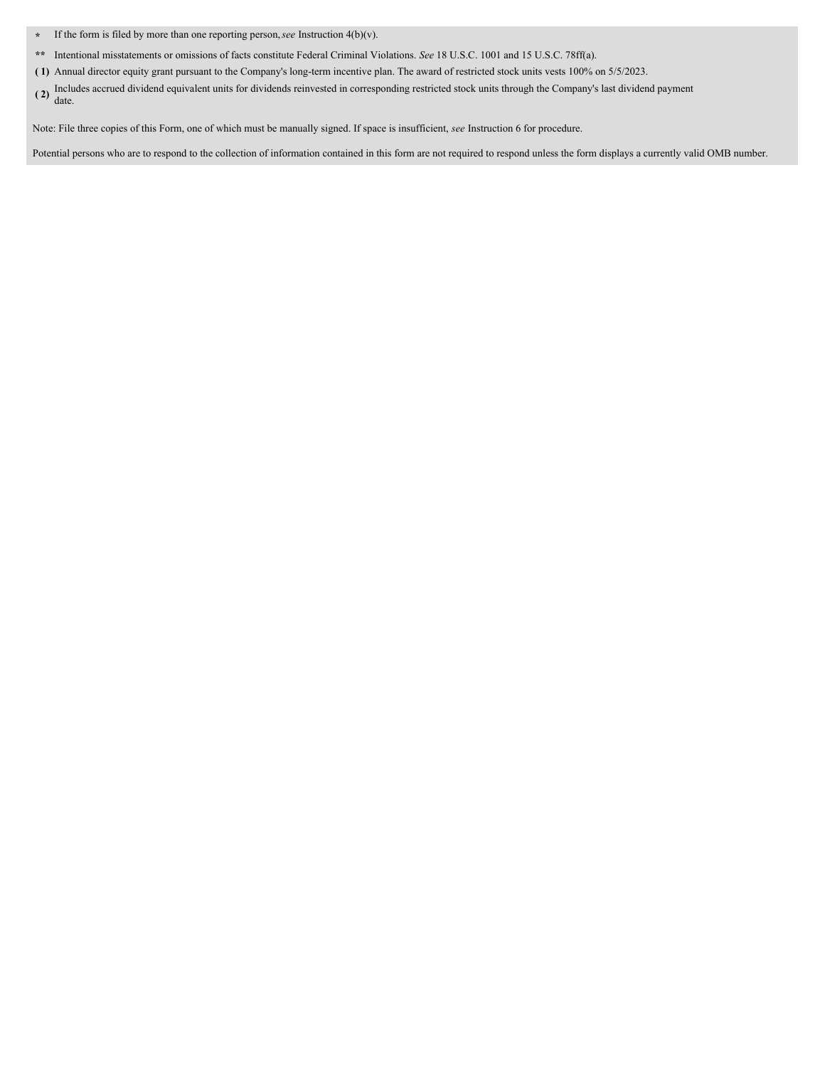- `*` If the form is filed by more than one reporting person, *see* Instruction 4(b)(v).
- `**` Intentional misstatements or omissions of facts constitute Federal Criminal Violations. *See* 18 U.S.C. 1001 and 15 U.S.C. 78ff(a).
- **( 1)** Annual director equity grant pursuant to the Company's long-term incentive plan. The award of restricted stock units vests 100% on 5/5/2023.
- **( 2)** Includes accrued dividend equivalent units for dividends reinvested in corresponding restricted stock units through the Company's last dividend payment date.

Note: File three copies of this Form, one of which must be manually signed. If space is insufficient, *see* Instruction 6 for procedure.

Potential persons who are to respond to the collection of information contained in this form are not required to respond unless the form displays a currently valid OMB number.